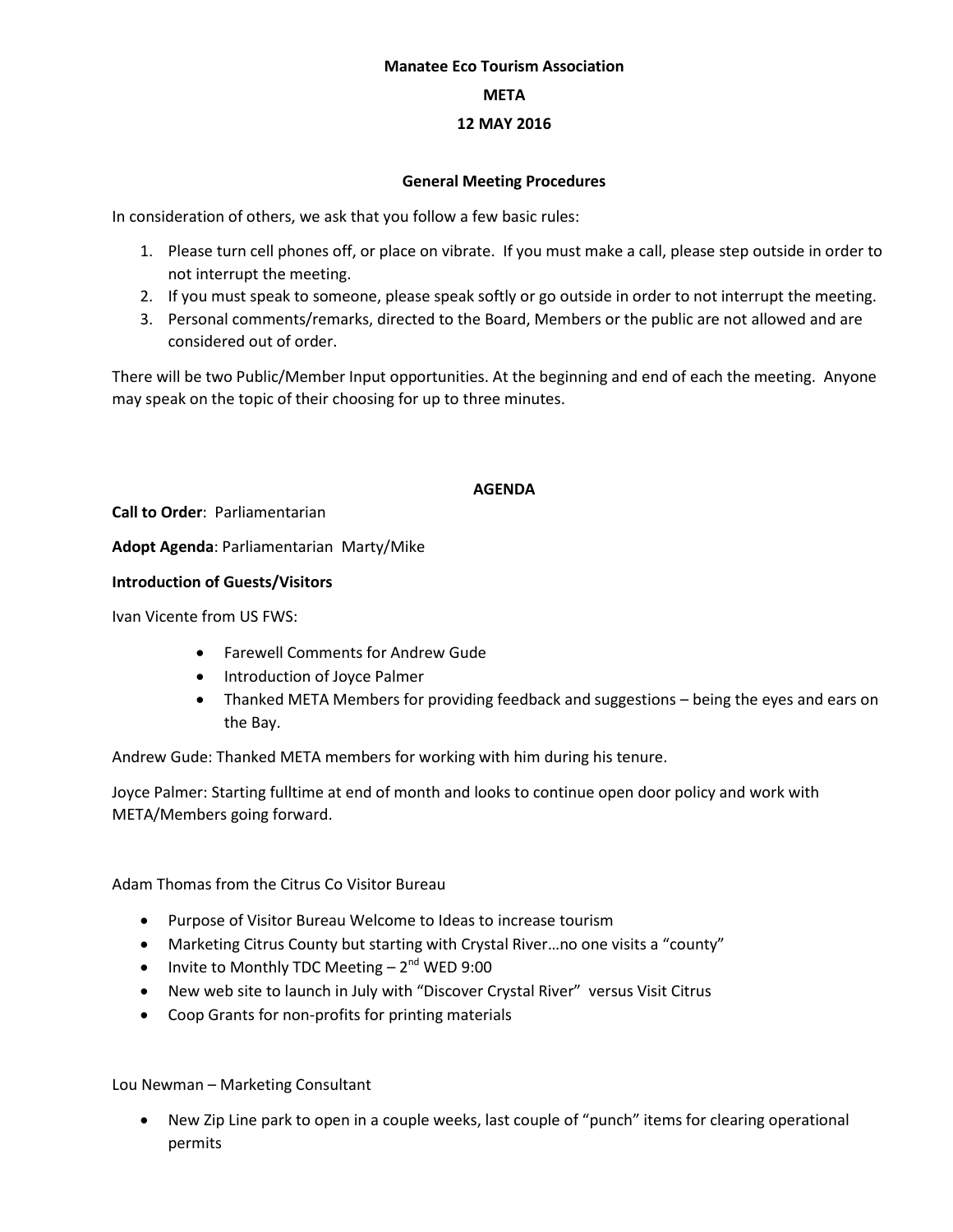**Manatee Eco Tourism Association**

**META**

**12 MAY 2016**

**General Meeting Procedures**

In consideration of others, we ask that you follow a few basic rules:

1. Please turn cell phones off, or place on vibrate. If you must make a call, please step outside in order to not interrupt the meeting.
2. If you must speak to someone, please speak softly or go outside in order to not interrupt the meeting.
3. Personal comments/remarks, directed to the Board, Members or the public are not allowed and are considered out of order.

There will be two Public/Member Input opportunities. At the beginning and end of each the meeting. Anyone may speak on the topic of their choosing for up to three minutes.

**AGENDA**

**Call to Order**: Parliamentarian

**Adopt Agenda**: Parliamentarian Marty/Mike

**Introduction of Guests/Visitors**

Ivan Vicente from US FWS:

- Farewell Comments for Andrew Gude
- Introduction of Joyce Palmer
- Thanked META Members for providing feedback and suggestions – being the eyes and ears on the Bay.

Andrew Gude: Thanked META members for working with him during his tenure.

Joyce Palmer: Starting fulltime at end of month and looks to continue open door policy and work with META/Members going forward.

Adam Thomas from the Citrus Co Visitor Bureau

- Purpose of Visitor Bureau Welcome to Ideas to increase tourism
- Marketing Citrus County but starting with Crystal River…no one visits a "county"
- Invite to Monthly TDC Meeting – 2nd WED 9:00
- New web site to launch in July with "Discover Crystal River" versus Visit Citrus
- Coop Grants for non-profits for printing materials

Lou Newman – Marketing Consultant

- New Zip Line park to open in a couple weeks, last couple of "punch" items for clearing operational permits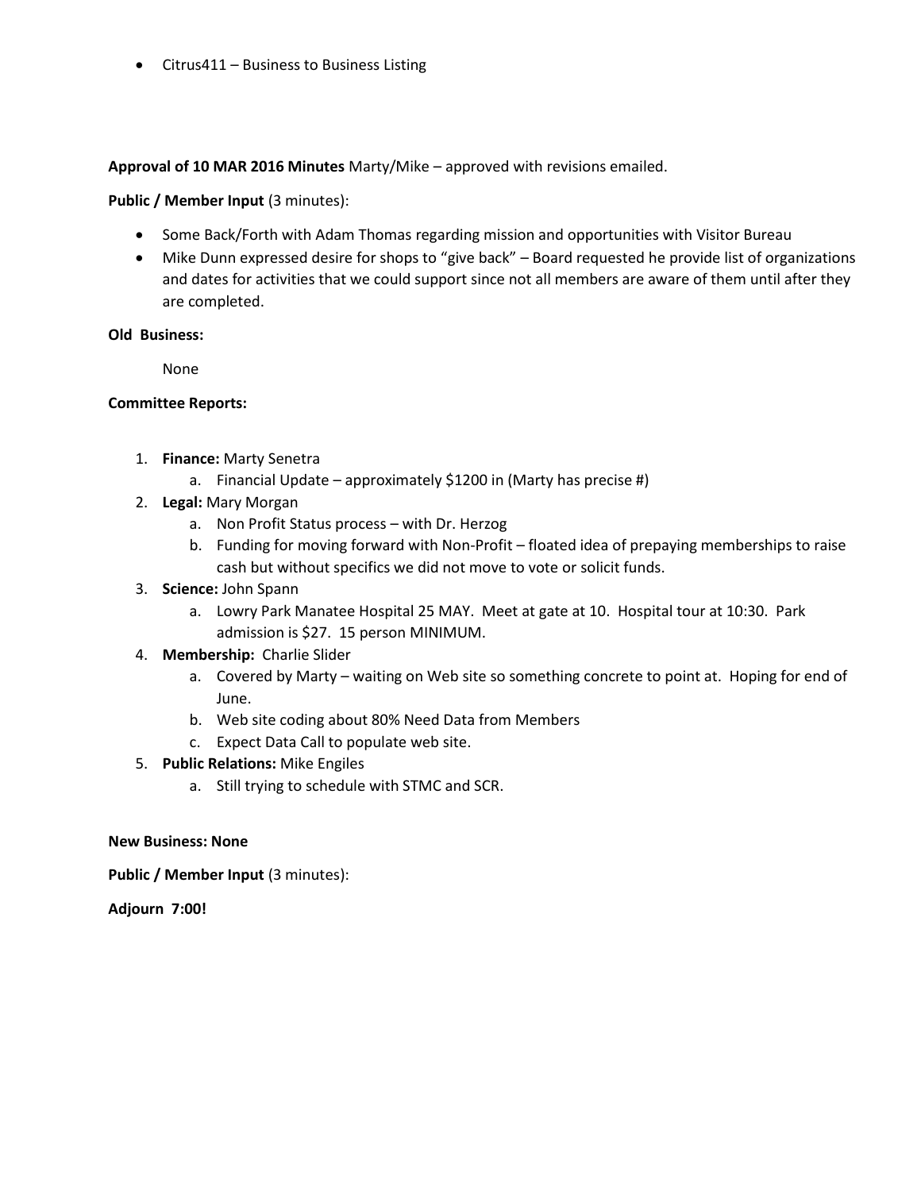- Citrus411 – Business to Business Listing

**Approval of 10 MAR 2016 Minutes** Marty/Mike – approved with revisions emailed.

**Public / Member Input** (3 minutes):

- Some Back/Forth with Adam Thomas regarding mission and opportunities with Visitor Bureau
- Mike Dunn expressed desire for shops to "give back" – Board requested he provide list of organizations and dates for activities that we could support since not all members are aware of them until after they are completed.

**Old Business:**

None

**Committee Reports:**

1. **Finance:** Marty Senetra
   a. Financial Update – approximately $1200 in (Marty has precise #)
2. **Legal:** Mary Morgan
   a. Non Profit Status process – with Dr. Herzog
   b. Funding for moving forward with Non-Profit – floated idea of prepaying memberships to raise cash but without specifics we did not move to vote or solicit funds.
3. **Science:** John Spann
   a. Lowry Park Manatee Hospital 25 MAY. Meet at gate at 10. Hospital tour at 10:30. Park admission is $27. 15 person MINIMUM.
4. **Membership:** Charlie Slider
   a. Covered by Marty – waiting on Web site so something concrete to point at. Hoping for end of June.
   b. Web site coding about 80% Need Data from Members
   c. Expect Data Call to populate web site.
5. **Public Relations:** Mike Engiles
   a. Still trying to schedule with STMC and SCR.

**New Business: None**

**Public / Member Input** (3 minutes):

**Adjourn 7:00!**